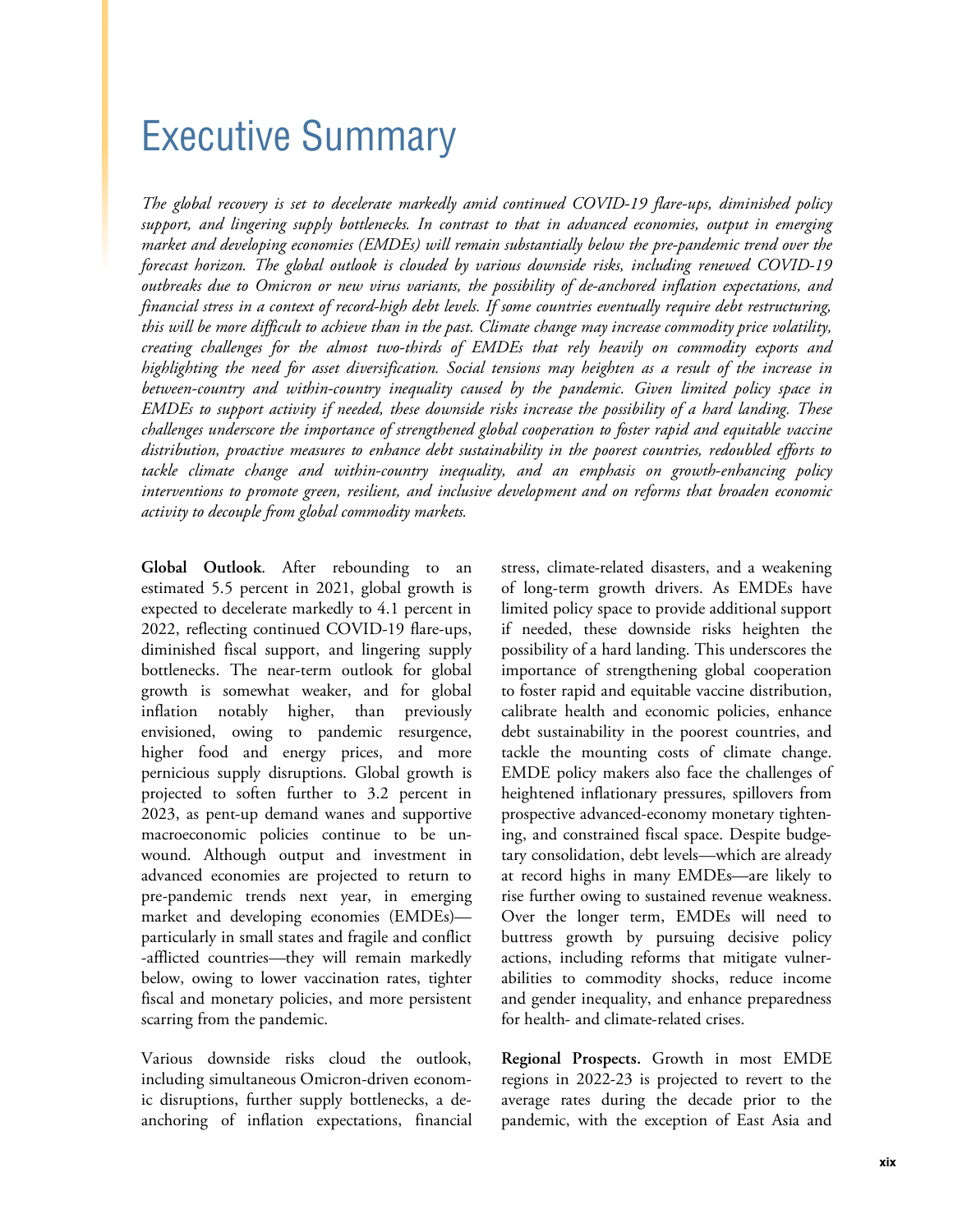# Executive Summary

*The global recovery is set to decelerate markedly amid continued COVID-19 flare-ups, diminished policy support, and lingering supply bottlenecks. In contrast to that in advanced economies, output in emerging market and developing economies (EMDEs) will remain substantially below the pre-pandemic trend over the forecast horizon. The global outlook is clouded by various downside risks, including renewed COVID-19 outbreaks due to Omicron or new virus variants, the possibility of de-anchored inflation expectations, and financial stress in a context of record-high debt levels. If some countries eventually require debt restructuring, this will be more difficult to achieve than in the past. Climate change may increase commodity price volatility, creating challenges for the almost two-thirds of EMDEs that rely heavily on commodity exports and highlighting the need for asset diversification. Social tensions may heighten as a result of the increase in between-country and within-country inequality caused by the pandemic. Given limited policy space in EMDEs to support activity if needed, these downside risks increase the possibility of a hard landing. These challenges underscore the importance of strengthened global cooperation to foster rapid and equitable vaccine distribution, proactive measures to enhance debt sustainability in the poorest countries, redoubled efforts to tackle climate change and within-country inequality, and an emphasis on growth-enhancing policy interventions to promote green, resilient, and inclusive development and on reforms that broaden economic activity to decouple from global commodity markets.*

**Global Outlook**. After rebounding to an estimated 5.5 percent in 2021, global growth is expected to decelerate markedly to 4.1 percent in 2022, reflecting continued COVID-19 flare-ups, diminished fiscal support, and lingering supply bottlenecks. The near-term outlook for global growth is somewhat weaker, and for global inflation notably higher, than previously envisioned, owing to pandemic resurgence, higher food and energy prices, and more pernicious supply disruptions. Global growth is projected to soften further to 3.2 percent in 2023, as pent-up demand wanes and supportive macroeconomic policies continue to be unwound. Although output and investment in advanced economies are projected to return to pre-pandemic trends next year, in emerging market and developing economies (EMDEs)—particularly in small states and fragile and conflict-afflicted countries—they will remain markedly below, owing to lower vaccination rates, tighter fiscal and monetary policies, and more persistent scarring from the pandemic.

Various downside risks cloud the outlook, including simultaneous Omicron-driven economic disruptions, further supply bottlenecks, a de-anchoring of inflation expectations, financial stress, climate-related disasters, and a weakening of long-term growth drivers. As EMDEs have limited policy space to provide additional support if needed, these downside risks heighten the possibility of a hard landing. This underscores the importance of strengthening global cooperation to foster rapid and equitable vaccine distribution, calibrate health and economic policies, enhance debt sustainability in the poorest countries, and tackle the mounting costs of climate change. EMDE policy makers also face the challenges of heightened inflationary pressures, spillovers from prospective advanced-economy monetary tightening, and constrained fiscal space. Despite budgetary consolidation, debt levels—which are already at record highs in many EMDEs—are likely to rise further owing to sustained revenue weakness. Over the longer term, EMDEs will need to buttress growth by pursuing decisive policy actions, including reforms that mitigate vulnerabilities to commodity shocks, reduce income and gender inequality, and enhance preparedness for health- and climate-related crises.

**Regional Prospects.** Growth in most EMDE regions in 2022-23 is projected to revert to the average rates during the decade prior to the pandemic, with the exception of East Asia and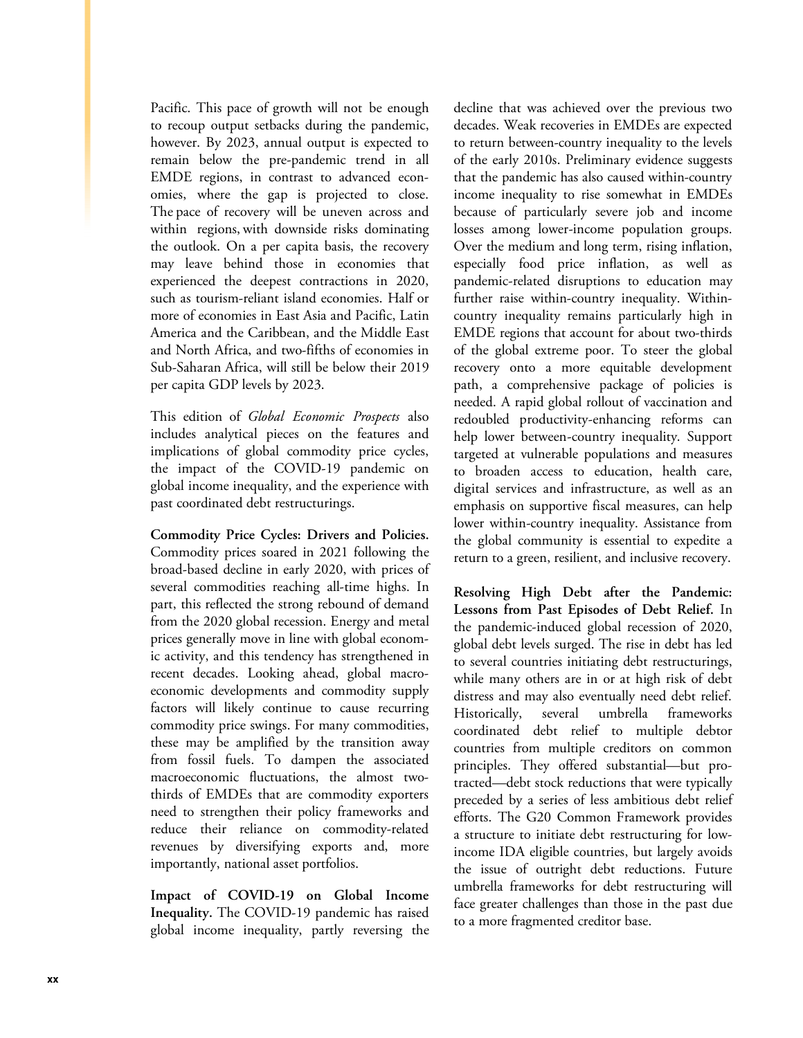Pacific. This pace of growth will not be enough to recoup output setbacks during the pandemic, however. By 2023, annual output is expected to remain below the pre-pandemic trend in all EMDE regions, in contrast to advanced economies, where the gap is projected to close. The pace of recovery will be uneven across and within regions, with downside risks dominating the outlook. On a per capita basis, the recovery may leave behind those in economies that experienced the deepest contractions in 2020, such as tourism-reliant island economies. Half or more of economies in East Asia and Pacific, Latin America and the Caribbean, and the Middle East and North Africa, and two-fifths of economies in Sub-Saharan Africa, will still be below their 2019 per capita GDP levels by 2023.

This edition of *Global Economic Prospects* also includes analytical pieces on the features and implications of global commodity price cycles, the impact of the COVID-19 pandemic on global income inequality, and the experience with past coordinated debt restructurings.

**Commodity Price Cycles: Drivers and Policies.** Commodity prices soared in 2021 following the broad-based decline in early 2020, with prices of several commodities reaching all-time highs. In part, this reflected the strong rebound of demand from the 2020 global recession. Energy and metal prices generally move in line with global economic activity, and this tendency has strengthened in recent decades. Looking ahead, global macroeconomic developments and commodity supply factors will likely continue to cause recurring commodity price swings. For many commodities, these may be amplified by the transition away from fossil fuels. To dampen the associated macroeconomic fluctuations, the almost two-thirds of EMDEs that are commodity exporters need to strengthen their policy frameworks and reduce their reliance on commodity-related revenues by diversifying exports and, more importantly, national asset portfolios.

**Impact of COVID-19 on Global Income Inequality.** The COVID-19 pandemic has raised global income inequality, partly reversing the decline that was achieved over the previous two decades. Weak recoveries in EMDEs are expected to return between-country inequality to the levels of the early 2010s. Preliminary evidence suggests that the pandemic has also caused within-country income inequality to rise somewhat in EMDEs because of particularly severe job and income losses among lower-income population groups. Over the medium and long term, rising inflation, especially food price inflation, as well as pandemic-related disruptions to education may further raise within-country inequality. Within-country inequality remains particularly high in EMDE regions that account for about two-thirds of the global extreme poor. To steer the global recovery onto a more equitable development path, a comprehensive package of policies is needed. A rapid global rollout of vaccination and redoubled productivity-enhancing reforms can help lower between-country inequality. Support targeted at vulnerable populations and measures to broaden access to education, health care, digital services and infrastructure, as well as an emphasis on supportive fiscal measures, can help lower within-country inequality. Assistance from the global community is essential to expedite a return to a green, resilient, and inclusive recovery.

**Resolving High Debt after the Pandemic: Lessons from Past Episodes of Debt Relief.** In the pandemic-induced global recession of 2020, global debt levels surged. The rise in debt has led to several countries initiating debt restructurings, while many others are in or at high risk of debt distress and may also eventually need debt relief. Historically, several umbrella frameworks coordinated debt relief to multiple debtor countries from multiple creditors on common principles. They offered substantial—but protracted—debt stock reductions that were typically preceded by a series of less ambitious debt relief efforts. The G20 Common Framework provides a structure to initiate debt restructuring for low-income IDA eligible countries, but largely avoids the issue of outright debt reductions. Future umbrella frameworks for debt restructuring will face greater challenges than those in the past due to a more fragmented creditor base.